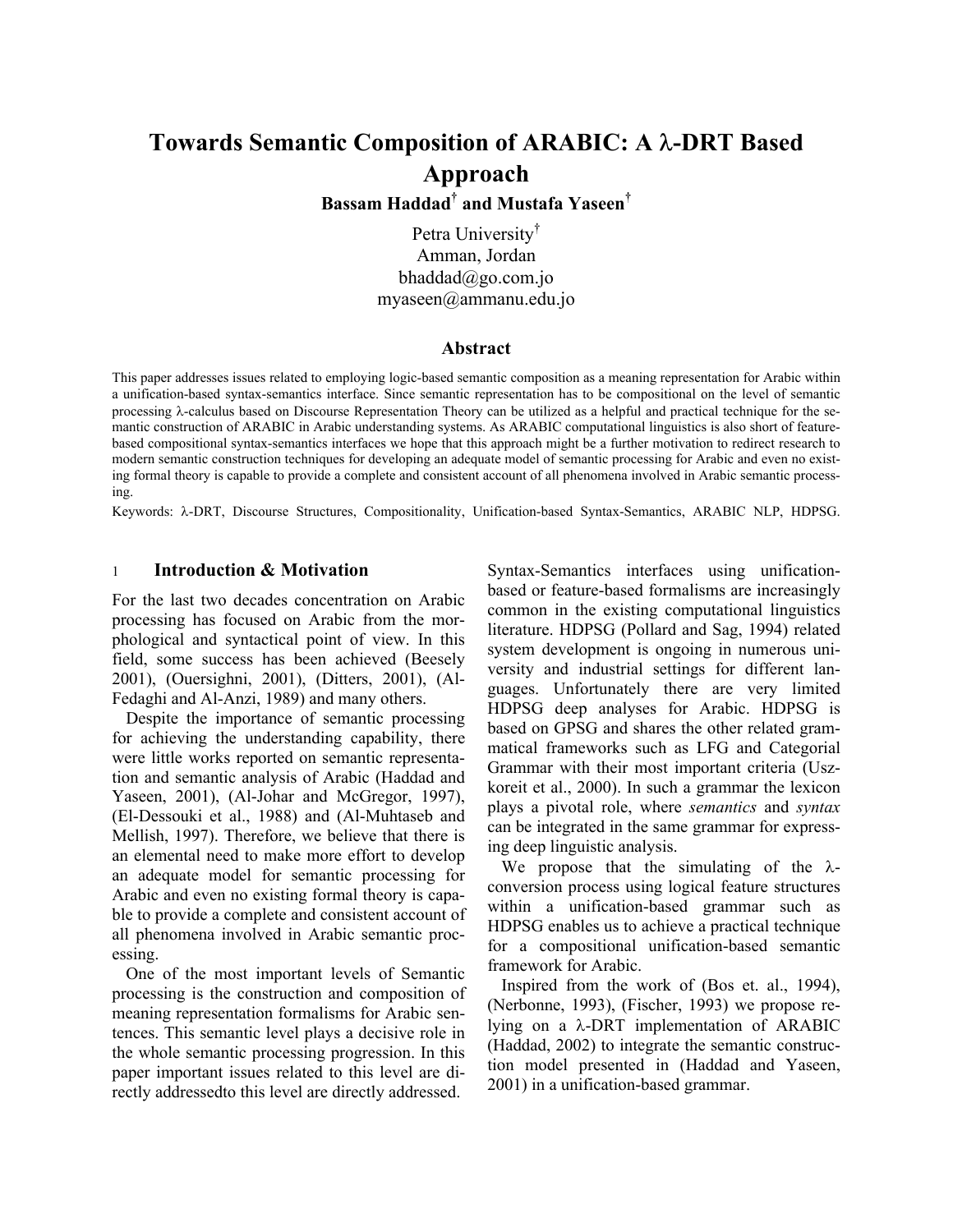# Towards Semantic Composition of ARABIC: A λ-DRT Based Approach

**Bassam Haddad[†] and Mustafa Yaseen[†]**

Petra University[†]
Amman, Jordan
bhaddad@go.com.jo
myaseen@ammanu.edu.jo

### Abstract

This paper addresses issues related to employing logic-based semantic composition as a meaning representation for Arabic within a unification-based syntax-semantics interface. Since semantic representation has to be compositional on the level of semantic processing λ-calculus based on Discourse Representation Theory can be utilized as a helpful and practical technique for the semantic construction of ARABIC in Arabic understanding systems. As ARABIC computational linguistics is also short of feature-based compositional syntax-semantics interfaces we hope that this approach might be a further motivation to redirect research to modern semantic construction techniques for developing an adequate model of semantic processing for Arabic and even no existing formal theory is capable to provide a complete and consistent account of all phenomena involved in Arabic semantic processing.

Keywords: λ-DRT, Discourse Structures, Compositionality, Unification-based Syntax-Semantics, ARABIC NLP, HDPSG.

## 1 Introduction & Motivation

For the last two decades concentration on Arabic processing has focused on Arabic from the morphological and syntactical point of view. In this field, some success has been achieved (Beesely 2001), (Ouersighni, 2001), (Ditters, 2001), (Al-Fedaghi and Al-Anzi, 1989) and many others.

Despite the importance of semantic processing for achieving the understanding capability, there were little works reported on semantic representation and semantic analysis of Arabic (Haddad and Yaseen, 2001), (Al-Johar and McGregor, 1997), (El-Dessouki et al., 1988) and (Al-Muhtaseb and Mellish, 1997). Therefore, we believe that there is an elemental need to make more effort to develop an adequate model for semantic processing for Arabic and even no existing formal theory is capable to provide a complete and consistent account of all phenomena involved in Arabic semantic processing.

One of the most important levels of Semantic processing is the construction and composition of meaning representation formalisms for Arabic sentences. This semantic level plays a decisive role in the whole semantic processing progression. In this paper important issues related to this level are directly addressedto this level are directly addressed.

Syntax-Semantics interfaces using unification-based or feature-based formalisms are increasingly common in the existing computational linguistics literature. HDPSG (Pollard and Sag, 1994) related system development is ongoing in numerous university and industrial settings for different languages. Unfortunately there are very limited HDPSG deep analyses for Arabic. HDPSG is based on GPSG and shares the other related grammatical frameworks such as LFG and Categorial Grammar with their most important criteria (Uszkoreit et al., 2000). In such a grammar the lexicon plays a pivotal role, where *semantics* and *syntax* can be integrated in the same grammar for expressing deep linguistic analysis.

We propose that the simulating of the λ-conversion process using logical feature structures within a unification-based grammar such as HDPSG enables us to achieve a practical technique for a compositional unification-based semantic framework for Arabic.

Inspired from the work of (Bos et. al., 1994), (Nerbonne, 1993), (Fischer, 1993) we propose relying on a λ-DRT implementation of ARABIC (Haddad, 2002) to integrate the semantic construction model presented in (Haddad and Yaseen, 2001) in a unification-based grammar.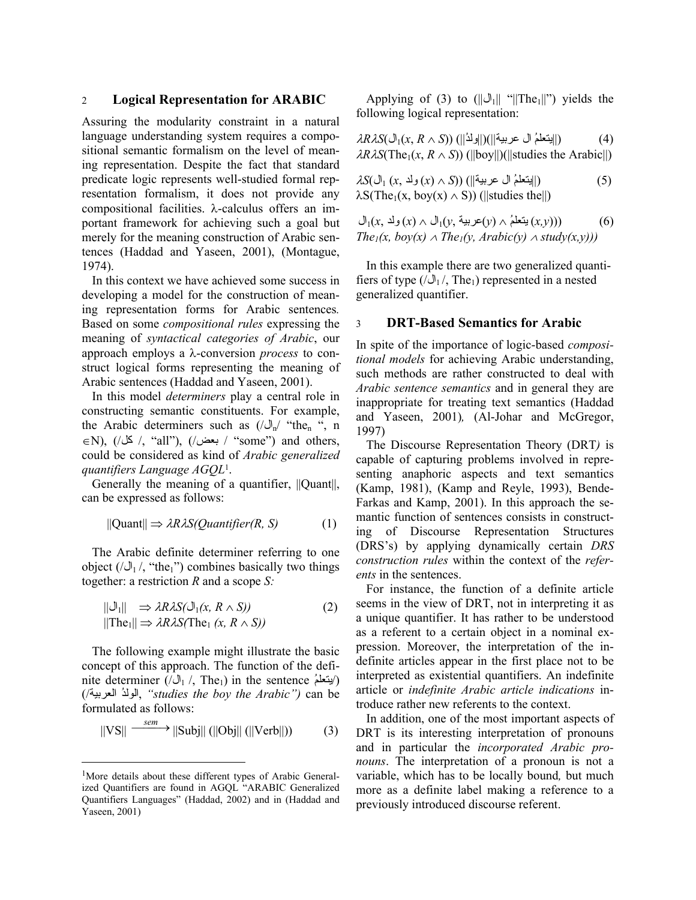## 2 Logical Representation for ARABIC

Assuring the modularity constraint in a natural language understanding system requires a compositional semantic formalism on the level of meaning representation. Despite the fact that standard predicate logic represents well-studied formal representation formalism, it does not provide any compositional facilities. λ-calculus offers an important framework for achieving such a goal but merely for the meaning construction of Arabic sentences (Haddad and Yaseen, 2001), (Montague, 1974).

In this context we have achieved some success in developing a model for the construction of meaning representation forms for Arabic sentences. Based on some *compositional rules* expressing the meaning of *syntactical categories of Arabic*, our approach employs a λ-conversion *process* to construct logical forms representing the meaning of Arabic sentences (Haddad and Yaseen, 2001).

In this model *determiners* play a central role in constructing semantic constituents. For example, the Arabic determiners such as (/$ال_n$/ "the$_n$", n ∈N), (/كل/, "all"), (/بعض / "some") and others, could be considered as kind of *Arabic generalized quantifiers Language AGQL*[1].

Generally the meaning of a quantifier, ||Quant||, can be expressed as follows:

$$\|\text{Quant}\| \Rightarrow \lambda R\lambda S(\mathit{Quantifier}(R, S)) \quad (1)$$

The Arabic definite determiner referring to one object (/$ال_1$/, "the$_1$") combines basically two things together: a restriction *R* and a scope *S:*

$$\|ال_1\| \Rightarrow \lambda R\lambda S(ال_1(x, R \wedge S)) \quad (2)$$
$$\|\text{The}_1\| \Rightarrow \lambda R\lambda S(\text{The}_1(x, R \wedge S))$$

The following example might illustrate the basic concept of this approach. The function of the definite determiner (/$ال_1$/, The$_1$) in the sentence (/يتعلمُ الولدُ العربية/), *"studies the boy the Arabic")* can be formulated as follows:

$$\|VS\| \xrightarrow{sem} \|\text{Subj}\| (\|\text{Obj}\| (\|\text{Verb}\|)) \quad (3)$$

Applying of (3) to ($\|ال_1\|$ "$\|\text{The}_1\|$") yields the following logical representation:

$$\lambda R\lambda S(ال_1(x, R \wedge S)) (\|ولدُ\|)(\|يتعلمُ ال عربية\|) \quad (4)$$
$$\lambda R\lambda S(\text{The}_1(x, R \wedge S)) (\|\text{boy}\|)(\|\text{studies the Arabic}\|)$$

$$\lambda S(ال_1 (x, ولد(x) \wedge S)) (\|يتعلمُ ال عربية\|) \quad (5)$$
$$\lambda S(\text{The}_1(x, \text{boy}(x) \wedge S)) (\|\text{studies the}\|)$$

$$ال_1(x, ولد(x) \wedge ال_1(y, عربية(y) \wedge يتعلمُ(x,y))) \quad (6)$$
$$\mathit{The}_1(x, \mathit{boy}(x) \wedge \mathit{The}_1(y, \mathit{Arabic}(y) \wedge \mathit{study}(x,y)))$$

In this example there are two generalized quantifiers of type (/$ال_1$/, The$_1$) represented in a nested generalized quantifier.

## 3 DRT-Based Semantics for Arabic

In spite of the importance of logic-based *compositional models* for achieving Arabic understanding, such methods are rather constructed to deal with *Arabic sentence semantics* and in general they are inappropriate for treating text semantics (Haddad and Yaseen, 2001), (Al-Johar and McGregor, 1997)

The Discourse Representation Theory (DRT) is capable of capturing problems involved in representing anaphoric aspects and text semantics (Kamp, 1981), (Kamp and Reyle, 1993), Bende-Farkas and Kamp, 2001). In this approach the semantic function of sentences consists in constructing of Discourse Representation Structures (DRS's) by applying dynamically certain *DRS construction rules* within the context of the *referents* in the sentences.

For instance, the function of a definite article seems in the view of DRT, not in interpreting it as a unique quantifier. It has rather to be understood as a referent to a certain object in a nominal expression. Moreover, the interpretation of the indefinite articles appear in the first place not to be interpreted as existential quantifiers. An indefinite article or *indefinite Arabic article indications* introduce rather new referents to the context.

In addition, one of the most important aspects of DRT is its interesting interpretation of pronouns and in particular the *incorporated Arabic pronouns*. The interpretation of a pronoun is not a variable, which has to be locally bound, but much more as a definite label making a reference to a previously introduced discourse referent.

[1]More details about these different types of Arabic Generalized Quantifiers are found in AGQL "ARABIC Generalized Quantifiers Languages" (Haddad, 2002) and in (Haddad and Yaseen, 2001)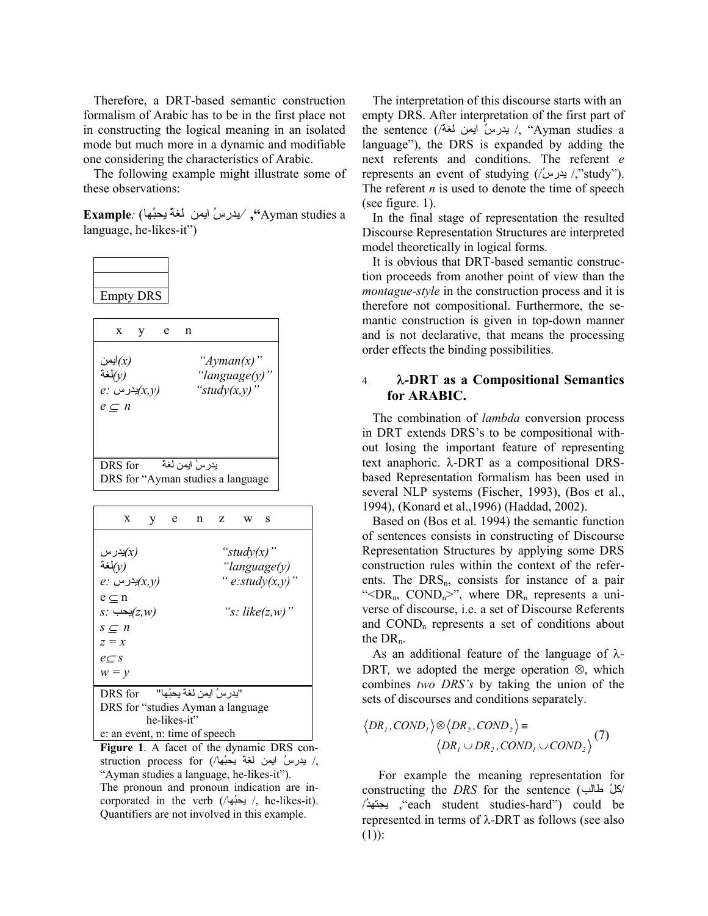Therefore, a DRT-based semantic construction formalism of Arabic has to be in the first place not in constructing the logical meaning in an isolated mode but much more in a dynamic and modifiable one considering the characteristics of Arabic.

The following example might illustrate some of these observations:

**Example**: (/يدرسُ ايمن لغة يحبُها/, "Ayman studies a language, he-likes-it")

| |
|---|
| |
| |
| Empty DRS |

| x y e n | |
|---|---|
| ايمن(x) | "Ayman(x)" |
| لغة(y) | "language(y)" |
| e: يدرس(x,y) | "study(x,y)" |
| $e \subseteq n$ | |
| DRS for يدرسُ ايمن لغة | |
| DRS for "Ayman studies a language | |

| x y e n z w s | |
|---|---|
| يدرس(x) | "study(x)" |
| لغة(y) | "language(y) |
| e: يدرس(x,y) | " e:study(x,y)" |
| $e \subseteq n$ | |
| s: يحب(z,w) | "s: like(z,w)" |
| $s \subseteq n$ | |
| $z = x$ | |
| $e \subseteq s$ | |
| $w = y$ | |
| DRS for "يدرسُ ايمن لغة يحبُها" | |
| DRS for "studies Ayman a language he-likes-it" | |
| e: an event, n: time of speech | |

**Figure 1**. A facet of the dynamic DRS construction process for (/يدرسُ ايمن لغة يحبُها/, "Ayman studies a language, he-likes-it"). The pronoun and pronoun indication are incorporated in the verb (/يحبُها/, he-likes-it). Quantifiers are not involved in this example.

The interpretation of this discourse starts with an empty DRS. After interpretation of the first part of the sentence (/يدرسُ ايمن لغة/, "Ayman studies a language"), the DRS is expanded by adding the next referents and conditions. The referent *e* represents an event of studying (/يدرسُ/,"study"). The referent *n* is used to denote the time of speech (see figure. 1).

In the final stage of representation the resulted Discourse Representation Structures are interpreted model theoretically in logical forms.

It is obvious that DRT-based semantic construction proceeds from another point of view than the *montague-style* in the construction process and it is therefore not compositional. Furthermore, the semantic construction is given in top-down manner and is not declarative, that means the processing order effects the binding possibilities.

## 4 λ-DRT as a Compositional Semantics for ARABIC.

The combination of *lambda* conversion process in DRT extends DRS's to be compositional without losing the important feature of representing text anaphoric. λ-DRT as a compositional DRS-based Representation formalism has been used in several NLP systems (Fischer, 1993), (Bos et al., 1994), (Konard et al.,1996) (Haddad, 2002).

Based on (Bos et al. 1994) the semantic function of sentences consists in constructing of Discourse Representation Structures by applying some DRS construction rules within the context of the referents. The $DRS_n$, consists for instance of a pair "<$DR_n$, $COND_n$>", where $DR_n$ represents a universe of discourse, i.e. a set of Discourse Referents and $COND_n$ represents a set of conditions about the $DR_n$.

As an additional feature of the language of λ-DRT, we adopted the merge operation ⊗, which combines *two DRS's* by taking the union of the sets of discourses and conditions separately.

$$\langle DR_1, COND_1 \rangle \otimes \langle DR_2, COND_2 \rangle \equiv \langle DR_1 \cup DR_2, COND_1 \cup COND_2 \rangle \quad (7)$$

For example the meaning representation for constructing the *DRS* for the sentence (/كلُ طالب يجتهدُ/ ,"each student studies-hard") could be represented in terms of λ-DRT as follows (see also (1)):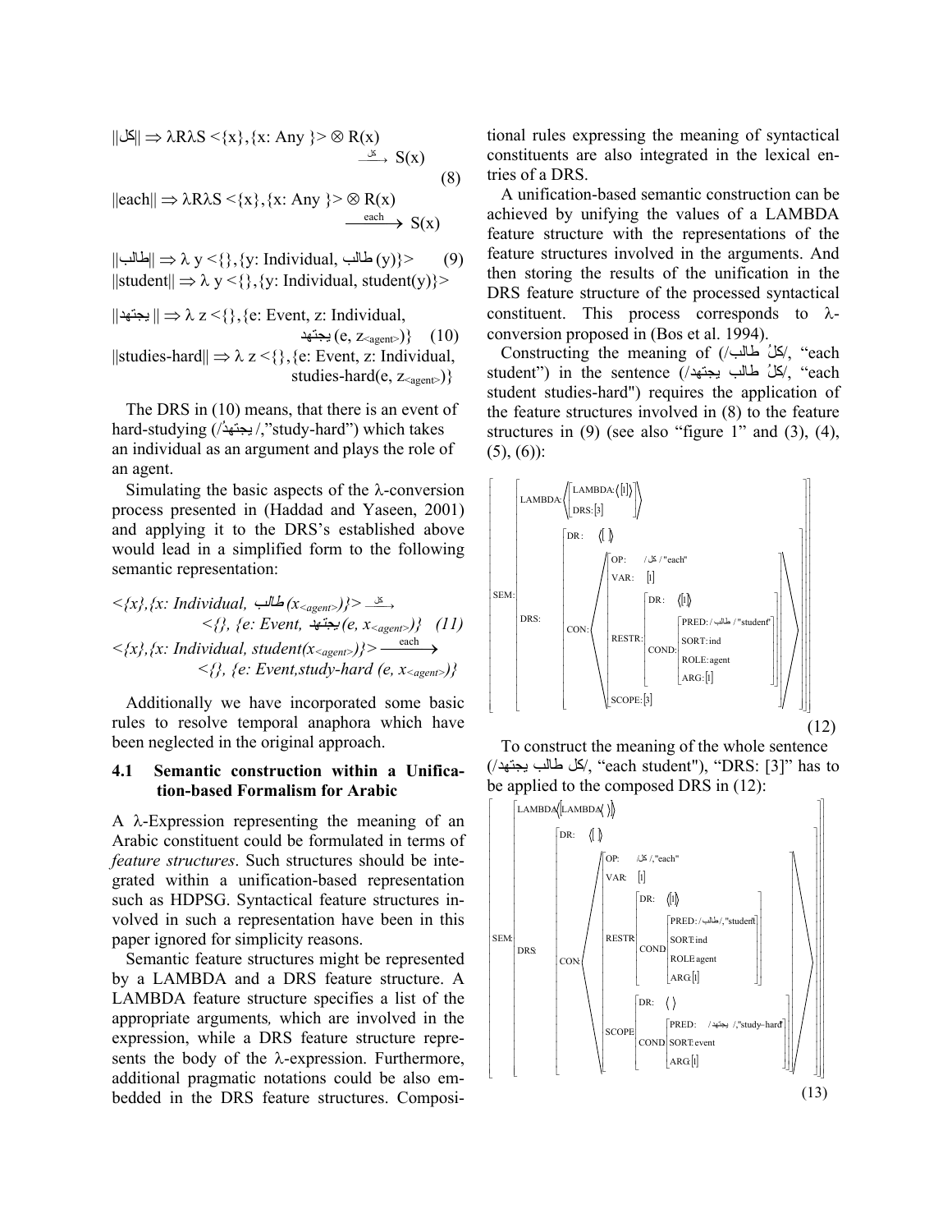$$||\text{كل}|| \Rightarrow \lambda R \lambda S <\{x\},\{x\text{: Any }\}> \otimes R(x) \xrightarrow{\text{كل}} S(x)$$

$$||\text{each}|| \Rightarrow \lambda R \lambda S <\{x\},\{x\text{: Any }\}> \otimes R(x) \xrightarrow{\text{each}} S(x) \quad (8)$$

$$||\text{طالب}|| \Rightarrow \lambda\ y <\{\},\{y\text{: Individual, طالب}(y)\}> \quad (9)$$
$$||\text{student}|| \Rightarrow \lambda\ y <\{\},\{y\text{: Individual, student}(y)\}>$$

$$||\text{يجتهد}|| \Rightarrow \lambda\ z <\{\},\{e\text{: Event, }z\text{: Individual, يجتهد}(e, z_{<agent>})\} \quad (10)$$
$$||\text{studies-hard}|| \Rightarrow \lambda\ z <\{\},\{e\text{: Event, }z\text{: Individual, studies-hard}(e, z_{<agent>})\}$$

The DRS in (10) means, that there is an event of hard-studying (/يجتهدُ/,"study-hard") which takes an individual as an argument and plays the role of an agent.

Simulating the basic aspects of the λ-conversion process presented in (Haddad and Yaseen, 2001) and applying it to the DRS's established above would lead in a simplified form to the following semantic representation:

$$<\{x\},\{x\text{: Individual, طالب}(x_{<agent>})\}> \xrightarrow{\text{كل}} <\{\}, \{e\text{: Event, يجتهد}(e, x_{<agent>})\} \quad (11)$$
$$<\{x\},\{x\text{: Individual, student}(x_{<agent>})\}> \xrightarrow{\text{each}} <\{\}, \{e\text{: Event,study-hard }(e, x_{<agent>})\}$$

Additionally we have incorporated some basic rules to resolve temporal anaphora which have been neglected in the original approach.

### 4.1 Semantic construction within a Unification-based Formalism for Arabic

A λ-Expression representing the meaning of an Arabic constituent could be formulated in terms of *feature structures*. Such structures should be integrated within a unification-based representation such as HDPSG. Syntactical feature structures involved in such a representation have been in this paper ignored for simplicity reasons.

Semantic feature structures might be represented by a LAMBDA and a DRS feature structure. A LAMBDA feature structure specifies a list of the appropriate arguments, which are involved in the expression, while a DRS feature structure represents the body of the λ-expression. Furthermore, additional pragmatic notations could be also embedded in the DRS feature structures. Compositional rules expressing the meaning of syntactical constituents are also integrated in the lexical entries of a DRS.

A unification-based semantic construction can be achieved by unifying the values of a LAMBDA feature structure with the representations of the feature structures involved in the arguments. And then storing the results of the unification in the DRS feature structure of the processed syntactical constituent. This process corresponds to λ-conversion proposed in (Bos et al. 1994).

Constructing the meaning of (/كلُ طالب/, "each student") in the sentence (/كلُ طالب يجتهد/, "each student studies-hard") requires the application of the feature structures involved in (8) to the feature structures in (9) (see also "figure 1" and (3), (4), (5), (6)):

```
SEM: [ LAMBDA: < [ LAMBDA: <[1]>
                   DRS: [3] ] >
       DRS: [ DR: <[ ]>
              CON: < [ OP:    / كل / "each"
                       VAR:   [1]
                       RESTR: [ DR: <[1]>
                                COND: [ PRED: / طالب / "student"
                                        SORT: ind
                                        ROLE: agent
                                        ARG: [1] ] ]
                       SCOPE: [3] ] > ] ]
```
(12)

To construct the meaning of the whole sentence (/كل طالب يجتهد/, "each student"), "DRS: [3]" has to be applied to the composed DRS in (12):

```
SEM: [ LAMBDA: < [ LAMBDA: < > ] >
       DRS: [ DR: <[ ]>
              CON: < [ OP:    / كل /,"each"
                       VAR:   [1]
                       RESTR: [ DR: <[1]>
                                COND: [ PRED: / طالب /,"student"
                                        SORT: ind
                                        ROLE: agent
                                        ARG: [1] ] ]
                       SCOPE: [ DR: < >
                                COND: [ PRED: / يجتهد /,"study-hard"
                                        SORT: event
                                        ARG: [1] ] ] ] > ] ]
```
(13)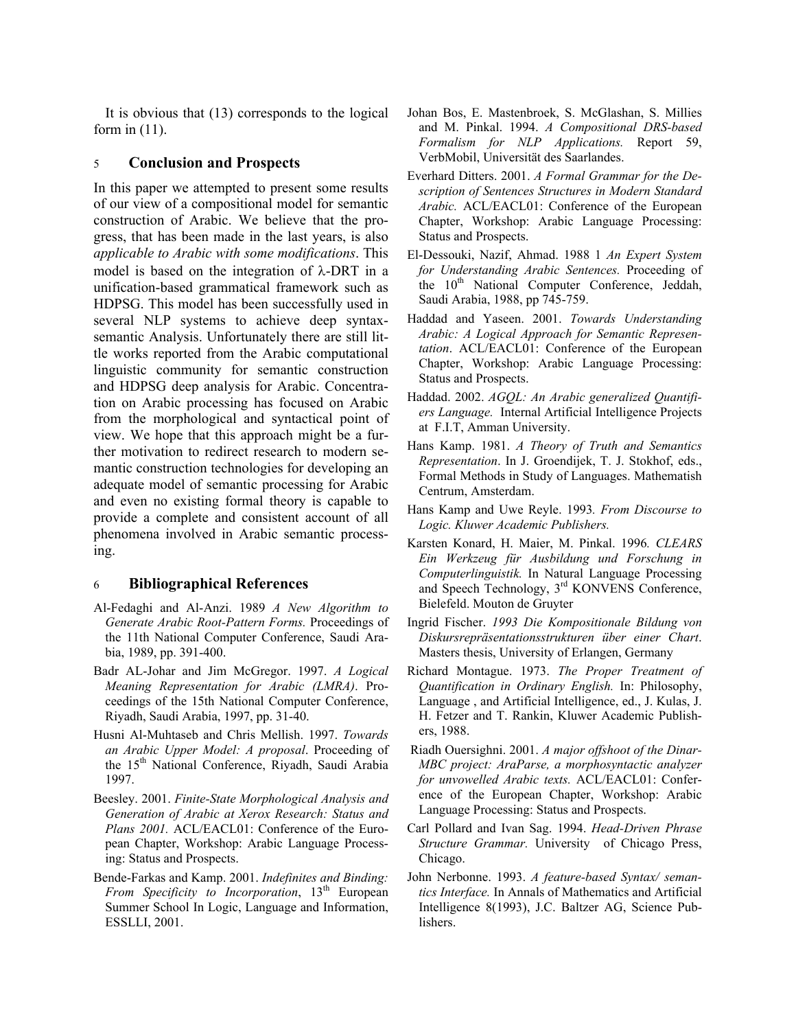It is obvious that (13) corresponds to the logical form in (11).

## 5 Conclusion and Prospects

In this paper we attempted to present some results of our view of a compositional model for semantic construction of Arabic. We believe that the progress, that has been made in the last years, is also *applicable to Arabic with some modifications*. This model is based on the integration of λ-DRT in a unification-based grammatical framework such as HDPSG. This model has been successfully used in several NLP systems to achieve deep syntax-semantic Analysis. Unfortunately there are still little works reported from the Arabic computational linguistic community for semantic construction and HDPSG deep analysis for Arabic. Concentration on Arabic processing has focused on Arabic from the morphological and syntactical point of view. We hope that this approach might be a further motivation to redirect research to modern semantic construction technologies for developing an adequate model of semantic processing for Arabic and even no existing formal theory is capable to provide a complete and consistent account of all phenomena involved in Arabic semantic processing.

## 6 Bibliographical References

Al-Fedaghi and Al-Anzi. 1989 *A New Algorithm to Generate Arabic Root-Pattern Forms.* Proceedings of the 11th National Computer Conference, Saudi Arabia, 1989, pp. 391-400.

Badr AL-Johar and Jim McGregor. 1997. *A Logical Meaning Representation for Arabic (LMRA)*. Proceedings of the 15th National Computer Conference, Riyadh, Saudi Arabia, 1997, pp. 31-40.

Husni Al-Muhtaseb and Chris Mellish. 1997. *Towards an Arabic Upper Model: A proposal*. Proceeding of the 15th National Conference, Riyadh, Saudi Arabia 1997.

Beesley. 2001. *Finite-State Morphological Analysis and Generation of Arabic at Xerox Research: Status and Plans 2001.* ACL/EACL01: Conference of the European Chapter, Workshop: Arabic Language Processing: Status and Prospects.

Bende-Farkas and Kamp. 2001. *Indefinites and Binding: From Specificity to Incorporation*, 13th European Summer School In Logic, Language and Information, ESSLLI, 2001.

Johan Bos, E. Mastenbroek, S. McGlashan, S. Millies and M. Pinkal. 1994. *A Compositional DRS-based Formalism for NLP Applications.* Report 59, VerbMobil, Universität des Saarlandes.

Everhard Ditters. 2001. *A Formal Grammar for the Description of Sentences Structures in Modern Standard Arabic.* ACL/EACL01: Conference of the European Chapter, Workshop: Arabic Language Processing: Status and Prospects.

El-Dessouki, Nazif, Ahmad. 1988 1 *An Expert System for Understanding Arabic Sentences.* Proceeding of the 10th National Computer Conference, Jeddah, Saudi Arabia, 1988, pp 745-759.

Haddad and Yaseen. 2001. *Towards Understanding Arabic: A Logical Approach for Semantic Representation*. ACL/EACL01: Conference of the European Chapter, Workshop: Arabic Language Processing: Status and Prospects.

Haddad. 2002. *AGQL: An Arabic generalized Quantifiers Language.* Internal Artificial Intelligence Projects at F.I.T, Amman University.

Hans Kamp. 1981. *A Theory of Truth and Semantics Representation*. In J. Groendijek, T. J. Stokhof, eds., Formal Methods in Study of Languages. Mathematish Centrum, Amsterdam.

Hans Kamp and Uwe Reyle. 1993*. From Discourse to Logic. Kluwer Academic Publishers.*

Karsten Konard, H. Maier, M. Pinkal. 1996*. CLEARS Ein Werkzeug für Ausbildung und Forschung in Computerlinguistik.* In Natural Language Processing and Speech Technology, 3rd KONVENS Conference, Bielefeld. Mouton de Gruyter

Ingrid Fischer. *1993 Die Kompositionale Bildung von Diskursrepräsentationsstrukturen über einer Chart*. Masters thesis, University of Erlangen, Germany

Richard Montague. 1973. *The Proper Treatment of Quantification in Ordinary English.* In: Philosophy, Language , and Artificial Intelligence, ed., J. Kulas, J. H. Fetzer and T. Rankin, Kluwer Academic Publishers, 1988.

Riadh Ouersighni. 2001. *A major offshoot of the Dinar-MBC project: AraParse, a morphosyntactic analyzer for unvowelled Arabic texts.* ACL/EACL01: Conference of the European Chapter, Workshop: Arabic Language Processing: Status and Prospects.

Carl Pollard and Ivan Sag. 1994. *Head-Driven Phrase Structure Grammar.* University of Chicago Press, Chicago.

John Nerbonne. 1993. *A feature-based Syntax/ semantics Interface.* In Annals of Mathematics and Artificial Intelligence 8(1993), J.C. Baltzer AG, Science Publishers.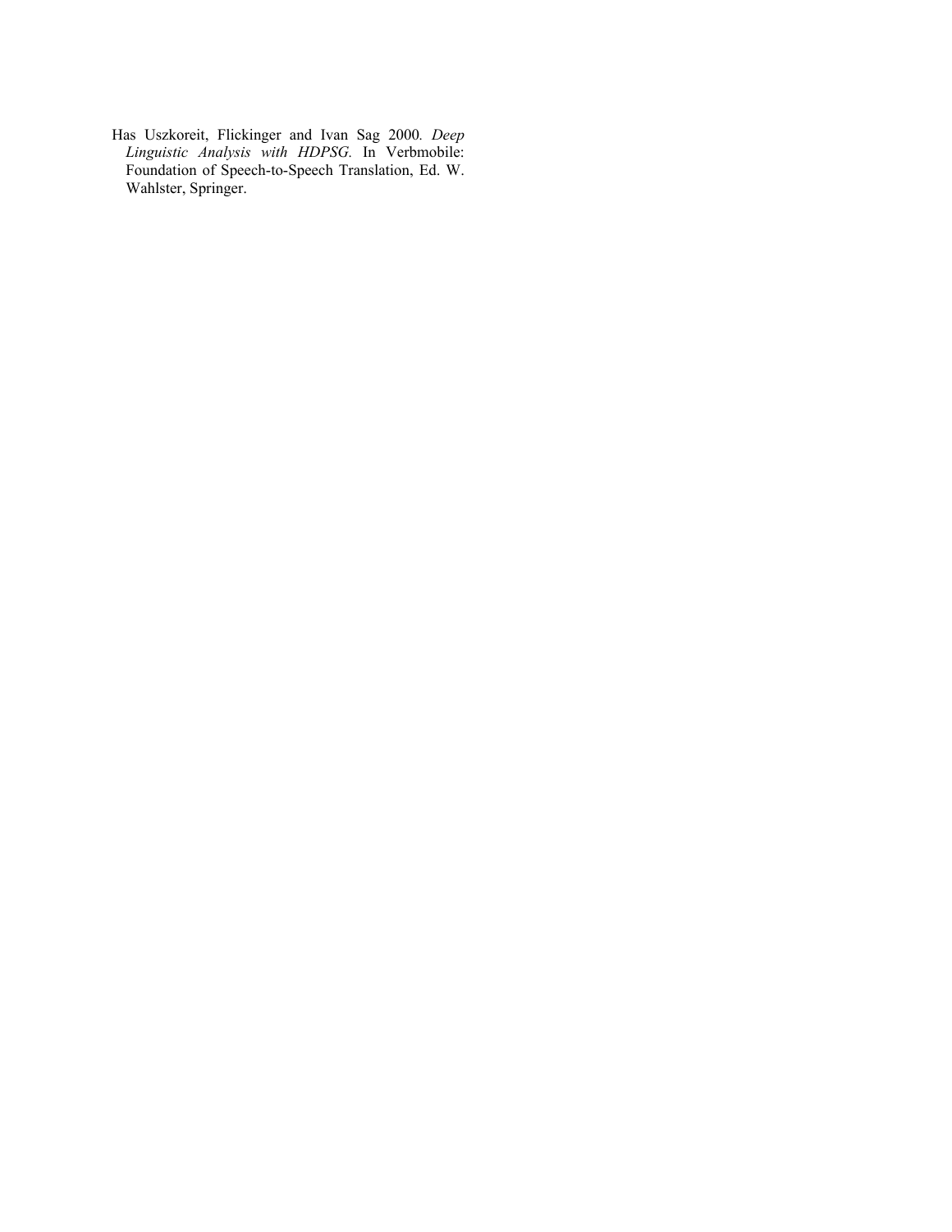Has Uszkoreit, Flickinger and Ivan Sag 2000*. Deep Linguistic Analysis with HDPSG.* In Verbmobile: Foundation of Speech-to-Speech Translation, Ed. W. Wahlster, Springer.